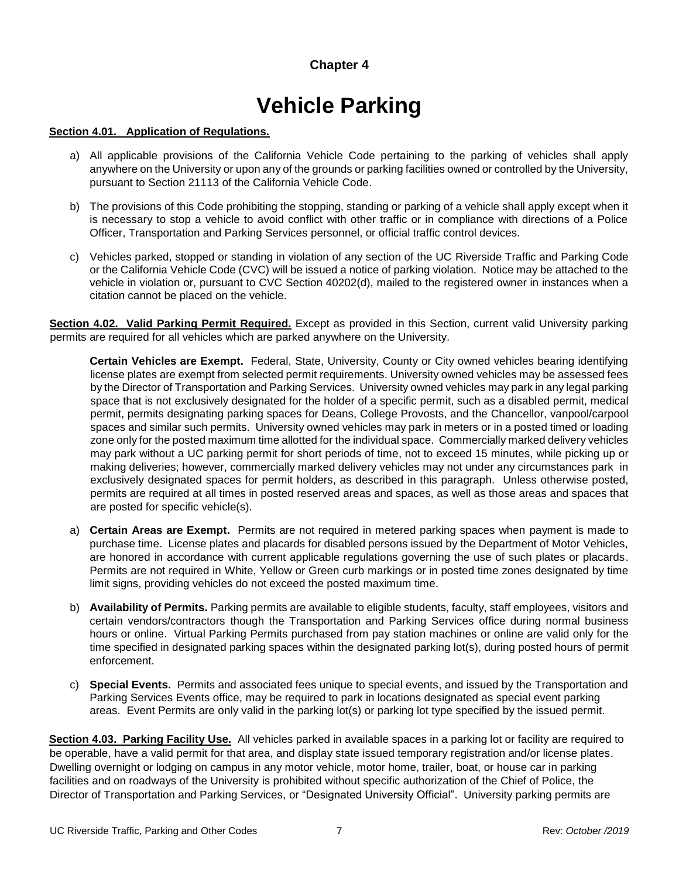# Chapter 4

# Vehicle Parking

**Section 4.01. Application of Regulations.**

a) All applicable provisions of the California Vehicle Code pertaining to the parking of vehicles shall apply anywhere on the University or upon any of the grounds or parking facilities owned or controlled by the University, pursuant to Section 21113 of the California Vehicle Code.

b) The provisions of this Code prohibiting the stopping, standing or parking of a vehicle shall apply except when it is necessary to stop a vehicle to avoid conflict with other traffic or in compliance with directions of a Police Officer, Transportation and Parking Services personnel, or official traffic control devices.

c) Vehicles parked, stopped or standing in violation of any section of the UC Riverside Traffic and Parking Code or the California Vehicle Code (CVC) will be issued a notice of parking violation. Notice may be attached to the vehicle in violation or, pursuant to CVC Section 40202(d), mailed to the registered owner in instances when a citation cannot be placed on the vehicle.

**Section 4.02. Valid Parking Permit Required.** Except as provided in this Section, current valid University parking permits are required for all vehicles which are parked anywhere on the University.

**Certain Vehicles are Exempt.** Federal, State, University, County or City owned vehicles bearing identifying license plates are exempt from selected permit requirements. University owned vehicles may be assessed fees by the Director of Transportation and Parking Services. University owned vehicles may park in any legal parking space that is not exclusively designated for the holder of a specific permit, such as a disabled permit, medical permit, permits designating parking spaces for Deans, College Provosts, and the Chancellor, vanpool/carpool spaces and similar such permits. University owned vehicles may park in meters or in a posted timed or loading zone only for the posted maximum time allotted for the individual space. Commercially marked delivery vehicles may park without a UC parking permit for short periods of time, not to exceed 15 minutes, while picking up or making deliveries; however, commercially marked delivery vehicles may not under any circumstances park in exclusively designated spaces for permit holders, as described in this paragraph. Unless otherwise posted, permits are required at all times in posted reserved areas and spaces, as well as those areas and spaces that are posted for specific vehicle(s).

a) **Certain Areas are Exempt.** Permits are not required in metered parking spaces when payment is made to purchase time. License plates and placards for disabled persons issued by the Department of Motor Vehicles, are honored in accordance with current applicable regulations governing the use of such plates or placards. Permits are not required in White, Yellow or Green curb markings or in posted time zones designated by time limit signs, providing vehicles do not exceed the posted maximum time.

b) **Availability of Permits.** Parking permits are available to eligible students, faculty, staff employees, visitors and certain vendors/contractors though the Transportation and Parking Services office during normal business hours or online. Virtual Parking Permits purchased from pay station machines or online are valid only for the time specified in designated parking spaces within the designated parking lot(s), during posted hours of permit enforcement.

c) **Special Events.** Permits and associated fees unique to special events, and issued by the Transportation and Parking Services Events office, may be required to park in locations designated as special event parking areas. Event Permits are only valid in the parking lot(s) or parking lot type specified by the issued permit.

**Section 4.03. Parking Facility Use.** All vehicles parked in available spaces in a parking lot or facility are required to be operable, have a valid permit for that area, and display state issued temporary registration and/or license plates. Dwelling overnight or lodging on campus in any motor vehicle, motor home, trailer, boat, or house car in parking facilities and on roadways of the University is prohibited without specific authorization of the Chief of Police, the Director of Transportation and Parking Services, or "Designated University Official". University parking permits are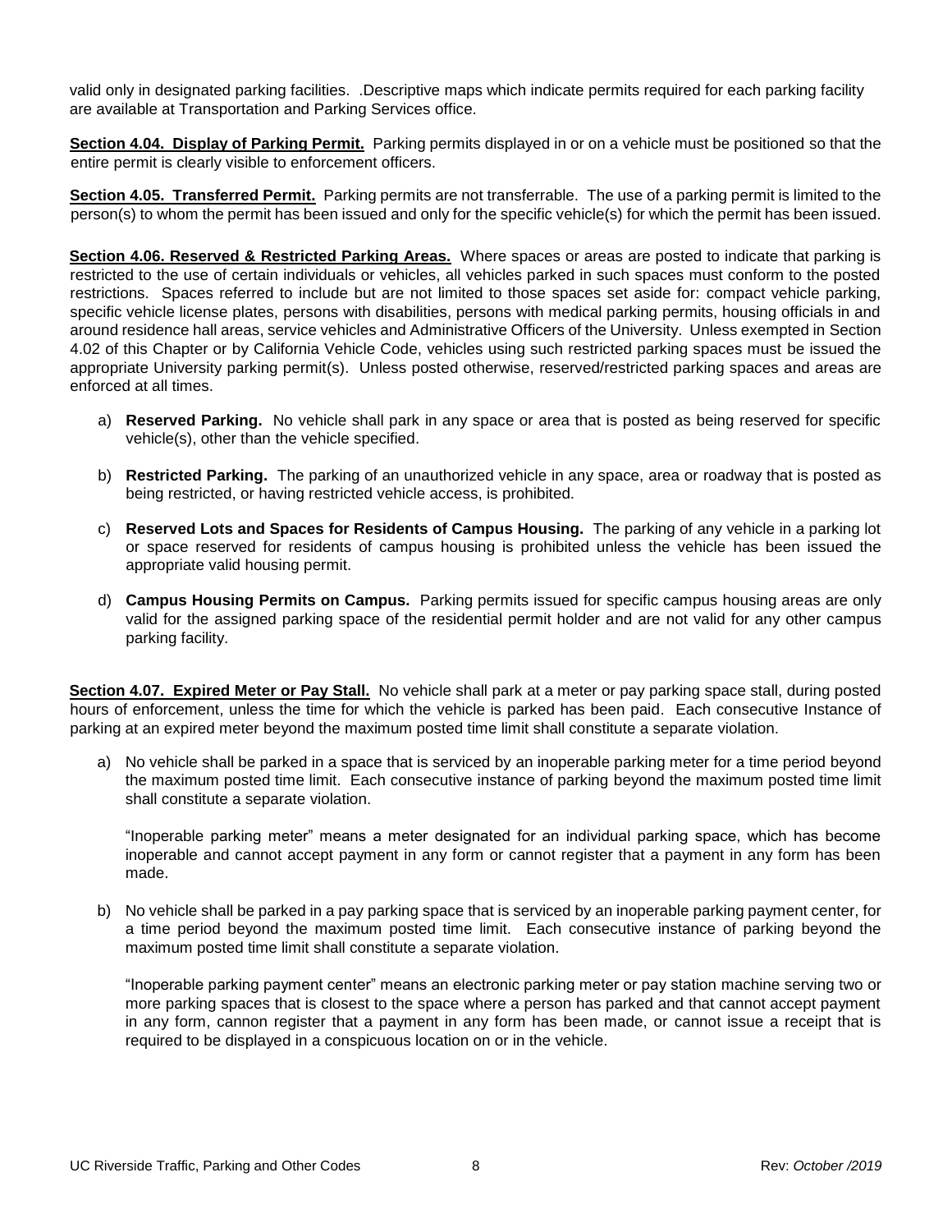valid only in designated parking facilities. .Descriptive maps which indicate permits required for each parking facility are available at Transportation and Parking Services office.

**Section 4.04. Display of Parking Permit.** Parking permits displayed in or on a vehicle must be positioned so that the entire permit is clearly visible to enforcement officers.

**Section 4.05. Transferred Permit.** Parking permits are not transferrable. The use of a parking permit is limited to the person(s) to whom the permit has been issued and only for the specific vehicle(s) for which the permit has been issued.

**Section 4.06. Reserved & Restricted Parking Areas.** Where spaces or areas are posted to indicate that parking is restricted to the use of certain individuals or vehicles, all vehicles parked in such spaces must conform to the posted restrictions. Spaces referred to include but are not limited to those spaces set aside for: compact vehicle parking, specific vehicle license plates, persons with disabilities, persons with medical parking permits, housing officials in and around residence hall areas, service vehicles and Administrative Officers of the University. Unless exempted in Section 4.02 of this Chapter or by California Vehicle Code, vehicles using such restricted parking spaces must be issued the appropriate University parking permit(s). Unless posted otherwise, reserved/restricted parking spaces and areas are enforced at all times.

a) **Reserved Parking.** No vehicle shall park in any space or area that is posted as being reserved for specific vehicle(s), other than the vehicle specified.

b) **Restricted Parking.** The parking of an unauthorized vehicle in any space, area or roadway that is posted as being restricted, or having restricted vehicle access, is prohibited.

c) **Reserved Lots and Spaces for Residents of Campus Housing.** The parking of any vehicle in a parking lot or space reserved for residents of campus housing is prohibited unless the vehicle has been issued the appropriate valid housing permit.

d) **Campus Housing Permits on Campus.** Parking permits issued for specific campus housing areas are only valid for the assigned parking space of the residential permit holder and are not valid for any other campus parking facility.

**Section 4.07. Expired Meter or Pay Stall.** No vehicle shall park at a meter or pay parking space stall, during posted hours of enforcement, unless the time for which the vehicle is parked has been paid. Each consecutive Instance of parking at an expired meter beyond the maximum posted time limit shall constitute a separate violation.

a) No vehicle shall be parked in a space that is serviced by an inoperable parking meter for a time period beyond the maximum posted time limit. Each consecutive instance of parking beyond the maximum posted time limit shall constitute a separate violation.

   "Inoperable parking meter" means a meter designated for an individual parking space, which has become inoperable and cannot accept payment in any form or cannot register that a payment in any form has been made.

b) No vehicle shall be parked in a pay parking space that is serviced by an inoperable parking payment center, for a time period beyond the maximum posted time limit. Each consecutive instance of parking beyond the maximum posted time limit shall constitute a separate violation.

   "Inoperable parking payment center" means an electronic parking meter or pay station machine serving two or more parking spaces that is closest to the space where a person has parked and that cannot accept payment in any form, cannon register that a payment in any form has been made, or cannot issue a receipt that is required to be displayed in a conspicuous location on or in the vehicle.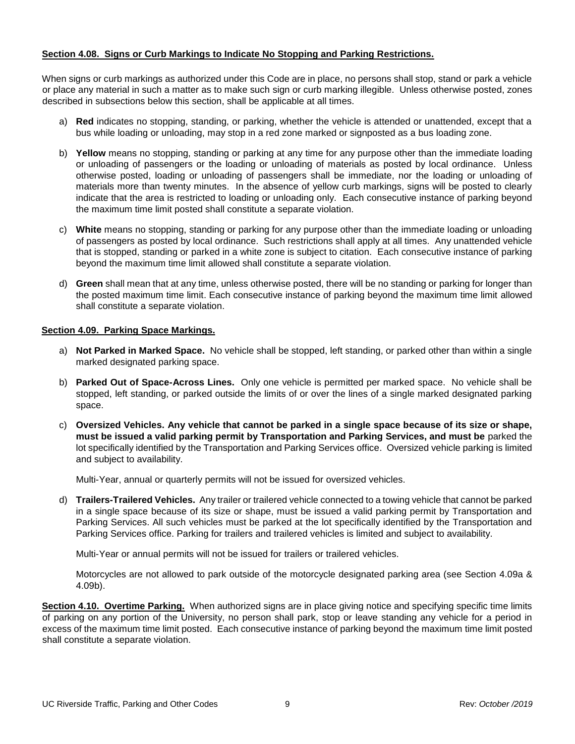**Section 4.08. Signs or Curb Markings to Indicate No Stopping and Parking Restrictions.**

When signs or curb markings as authorized under this Code are in place, no persons shall stop, stand or park a vehicle or place any material in such a matter as to make such sign or curb marking illegible. Unless otherwise posted, zones described in subsections below this section, shall be applicable at all times.

a) **Red** indicates no stopping, standing, or parking, whether the vehicle is attended or unattended, except that a bus while loading or unloading, may stop in a red zone marked or signposted as a bus loading zone.

b) **Yellow** means no stopping, standing or parking at any time for any purpose other than the immediate loading or unloading of passengers or the loading or unloading of materials as posted by local ordinance. Unless otherwise posted, loading or unloading of passengers shall be immediate, nor the loading or unloading of materials more than twenty minutes. In the absence of yellow curb markings, signs will be posted to clearly indicate that the area is restricted to loading or unloading only. Each consecutive instance of parking beyond the maximum time limit posted shall constitute a separate violation.

c) **White** means no stopping, standing or parking for any purpose other than the immediate loading or unloading of passengers as posted by local ordinance. Such restrictions shall apply at all times. Any unattended vehicle that is stopped, standing or parked in a white zone is subject to citation. Each consecutive instance of parking beyond the maximum time limit allowed shall constitute a separate violation.

d) **Green** shall mean that at any time, unless otherwise posted, there will be no standing or parking for longer than the posted maximum time limit. Each consecutive instance of parking beyond the maximum time limit allowed shall constitute a separate violation.

**Section 4.09. Parking Space Markings.**

a) **Not Parked in Marked Space.** No vehicle shall be stopped, left standing, or parked other than within a single marked designated parking space.

b) **Parked Out of Space-Across Lines.** Only one vehicle is permitted per marked space. No vehicle shall be stopped, left standing, or parked outside the limits of or over the lines of a single marked designated parking space.

c) **Oversized Vehicles. Any vehicle that cannot be parked in a single space because of its size or shape, must be issued a valid parking permit by Transportation and Parking Services, and must be** parked the lot specifically identified by the Transportation and Parking Services office. Oversized vehicle parking is limited and subject to availability.

   Multi-Year, annual or quarterly permits will not be issued for oversized vehicles.

d) **Trailers-Trailered Vehicles.** Any trailer or trailered vehicle connected to a towing vehicle that cannot be parked in a single space because of its size or shape, must be issued a valid parking permit by Transportation and Parking Services. All such vehicles must be parked at the lot specifically identified by the Transportation and Parking Services office. Parking for trailers and trailered vehicles is limited and subject to availability.

   Multi-Year or annual permits will not be issued for trailers or trailered vehicles.

   Motorcycles are not allowed to park outside of the motorcycle designated parking area (see Section 4.09a & 4.09b).

**Section 4.10. Overtime Parking.** When authorized signs are in place giving notice and specifying specific time limits of parking on any portion of the University, no person shall park, stop or leave standing any vehicle for a period in excess of the maximum time limit posted. Each consecutive instance of parking beyond the maximum time limit posted shall constitute a separate violation.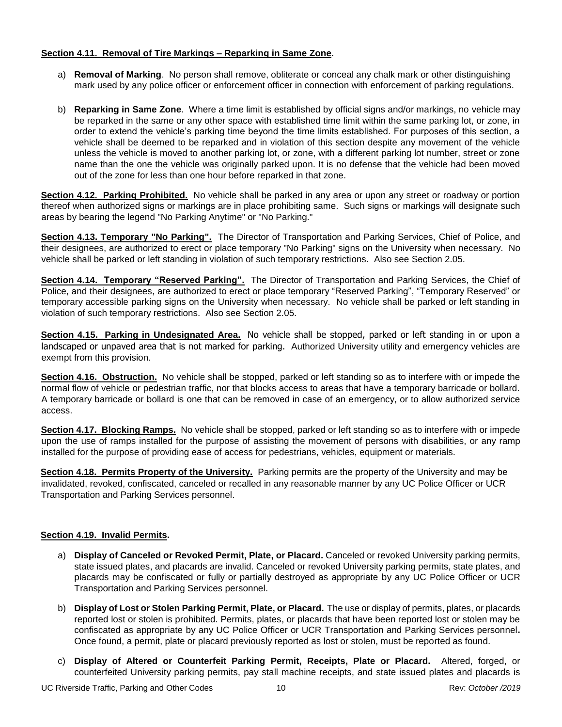**Section 4.11. Removal of Tire Markings – Reparking in Same Zone.**

a) **Removal of Marking**. No person shall remove, obliterate or conceal any chalk mark or other distinguishing mark used by any police officer or enforcement officer in connection with enforcement of parking regulations.

b) **Reparking in Same Zone**. Where a time limit is established by official signs and/or markings, no vehicle may be reparked in the same or any other space with established time limit within the same parking lot, or zone, in order to extend the vehicle's parking time beyond the time limits established. For purposes of this section, a vehicle shall be deemed to be reparked and in violation of this section despite any movement of the vehicle unless the vehicle is moved to another parking lot, or zone, with a different parking lot number, street or zone name than the one the vehicle was originally parked upon. It is no defense that the vehicle had been moved out of the zone for less than one hour before reparked in that zone.

**Section 4.12. Parking Prohibited.** No vehicle shall be parked in any area or upon any street or roadway or portion thereof when authorized signs or markings are in place prohibiting same. Such signs or markings will designate such areas by bearing the legend "No Parking Anytime" or "No Parking."

**Section 4.13. Temporary "No Parking".** The Director of Transportation and Parking Services, Chief of Police, and their designees, are authorized to erect or place temporary "No Parking" signs on the University when necessary. No vehicle shall be parked or left standing in violation of such temporary restrictions. Also see Section 2.05.

**Section 4.14. Temporary "Reserved Parking".** The Director of Transportation and Parking Services, the Chief of Police, and their designees, are authorized to erect or place temporary "Reserved Parking", "Temporary Reserved" or temporary accessible parking signs on the University when necessary. No vehicle shall be parked or left standing in violation of such temporary restrictions. Also see Section 2.05.

**Section 4.15. Parking in Undesignated Area.** No vehicle shall be stopped, parked or left standing in or upon a landscaped or unpaved area that is not marked for parking. Authorized University utility and emergency vehicles are exempt from this provision.

**Section 4.16. Obstruction.** No vehicle shall be stopped, parked or left standing so as to interfere with or impede the normal flow of vehicle or pedestrian traffic, nor that blocks access to areas that have a temporary barricade or bollard. A temporary barricade or bollard is one that can be removed in case of an emergency, or to allow authorized service access.

**Section 4.17. Blocking Ramps.** No vehicle shall be stopped, parked or left standing so as to interfere with or impede upon the use of ramps installed for the purpose of assisting the movement of persons with disabilities, or any ramp installed for the purpose of providing ease of access for pedestrians, vehicles, equipment or materials.

**Section 4.18. Permits Property of the University.** Parking permits are the property of the University and may be invalidated, revoked, confiscated, canceled or recalled in any reasonable manner by any UC Police Officer or UCR Transportation and Parking Services personnel.

**Section 4.19. Invalid Permits.**

a) **Display of Canceled or Revoked Permit, Plate, or Placard.** Canceled or revoked University parking permits, state issued plates, and placards are invalid. Canceled or revoked University parking permits, state plates, and placards may be confiscated or fully or partially destroyed as appropriate by any UC Police Officer or UCR Transportation and Parking Services personnel.

b) **Display of Lost or Stolen Parking Permit, Plate, or Placard.** The use or display of permits, plates, or placards reported lost or stolen is prohibited. Permits, plates, or placards that have been reported lost or stolen may be confiscated as appropriate by any UC Police Officer or UCR Transportation and Parking Services personnel**.** Once found, a permit, plate or placard previously reported as lost or stolen, must be reported as found.

c) **Display of Altered or Counterfeit Parking Permit, Receipts, Plate or Placard.** Altered, forged, or counterfeited University parking permits, pay stall machine receipts, and state issued plates and placards is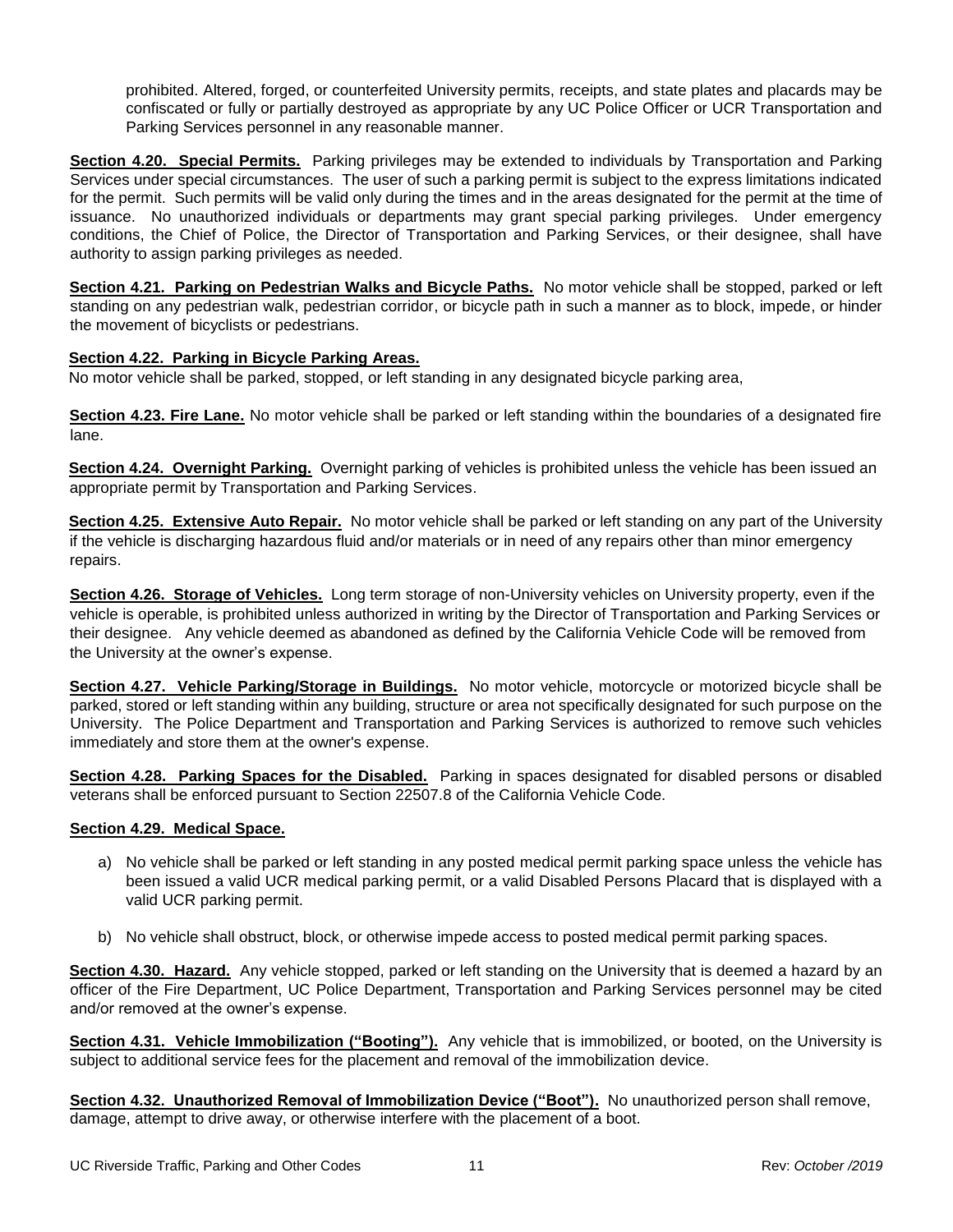prohibited. Altered, forged, or counterfeited University permits, receipts, and state plates and placards may be confiscated or fully or partially destroyed as appropriate by any UC Police Officer or UCR Transportation and Parking Services personnel in any reasonable manner.

**Section 4.20. Special Permits.** Parking privileges may be extended to individuals by Transportation and Parking Services under special circumstances. The user of such a parking permit is subject to the express limitations indicated for the permit. Such permits will be valid only during the times and in the areas designated for the permit at the time of issuance. No unauthorized individuals or departments may grant special parking privileges. Under emergency conditions, the Chief of Police, the Director of Transportation and Parking Services, or their designee, shall have authority to assign parking privileges as needed.

**Section 4.21. Parking on Pedestrian Walks and Bicycle Paths.** No motor vehicle shall be stopped, parked or left standing on any pedestrian walk, pedestrian corridor, or bicycle path in such a manner as to block, impede, or hinder the movement of bicyclists or pedestrians.

**Section 4.22. Parking in Bicycle Parking Areas.**
No motor vehicle shall be parked, stopped, or left standing in any designated bicycle parking area,

**Section 4.23. Fire Lane.** No motor vehicle shall be parked or left standing within the boundaries of a designated fire lane.

**Section 4.24. Overnight Parking.** Overnight parking of vehicles is prohibited unless the vehicle has been issued an appropriate permit by Transportation and Parking Services.

**Section 4.25. Extensive Auto Repair.** No motor vehicle shall be parked or left standing on any part of the University if the vehicle is discharging hazardous fluid and/or materials or in need of any repairs other than minor emergency repairs.

**Section 4.26. Storage of Vehicles.** Long term storage of non-University vehicles on University property, even if the vehicle is operable, is prohibited unless authorized in writing by the Director of Transportation and Parking Services or their designee. Any vehicle deemed as abandoned as defined by the California Vehicle Code will be removed from the University at the owner's expense.

**Section 4.27. Vehicle Parking/Storage in Buildings.** No motor vehicle, motorcycle or motorized bicycle shall be parked, stored or left standing within any building, structure or area not specifically designated for such purpose on the University. The Police Department and Transportation and Parking Services is authorized to remove such vehicles immediately and store them at the owner's expense.

**Section 4.28. Parking Spaces for the Disabled.** Parking in spaces designated for disabled persons or disabled veterans shall be enforced pursuant to Section 22507.8 of the California Vehicle Code.

**Section 4.29. Medical Space.**

a) No vehicle shall be parked or left standing in any posted medical permit parking space unless the vehicle has been issued a valid UCR medical parking permit, or a valid Disabled Persons Placard that is displayed with a valid UCR parking permit.

b) No vehicle shall obstruct, block, or otherwise impede access to posted medical permit parking spaces.

**Section 4.30. Hazard.** Any vehicle stopped, parked or left standing on the University that is deemed a hazard by an officer of the Fire Department, UC Police Department, Transportation and Parking Services personnel may be cited and/or removed at the owner's expense.

**Section 4.31. Vehicle Immobilization ("Booting").** Any vehicle that is immobilized, or booted, on the University is subject to additional service fees for the placement and removal of the immobilization device.

**Section 4.32. Unauthorized Removal of Immobilization Device ("Boot").** No unauthorized person shall remove, damage, attempt to drive away, or otherwise interfere with the placement of a boot.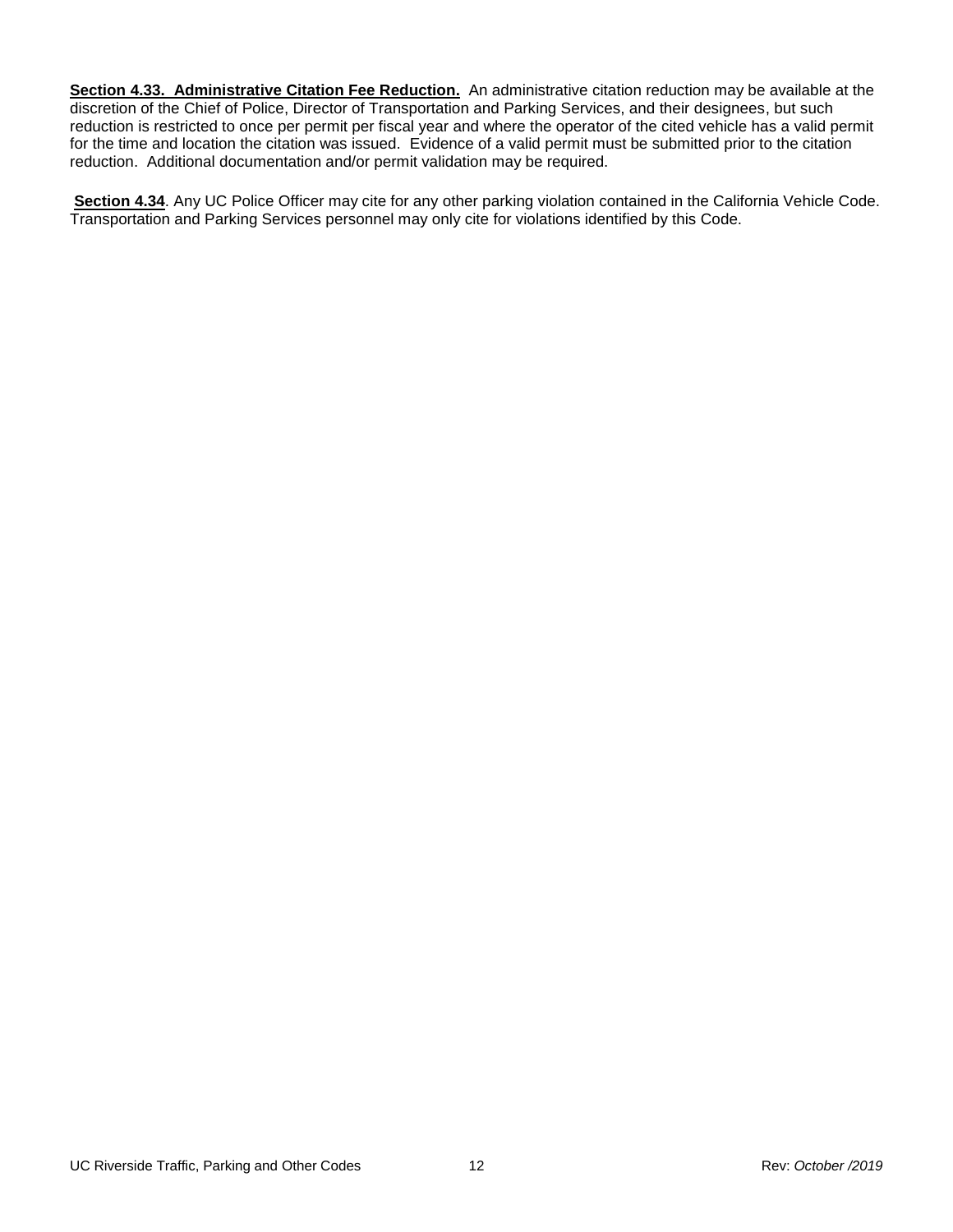**Section 4.33. Administrative Citation Fee Reduction.** An administrative citation reduction may be available at the discretion of the Chief of Police, Director of Transportation and Parking Services, and their designees, but such reduction is restricted to once per permit per fiscal year and where the operator of the cited vehicle has a valid permit for the time and location the citation was issued. Evidence of a valid permit must be submitted prior to the citation reduction. Additional documentation and/or permit validation may be required.

**Section 4.34**. Any UC Police Officer may cite for any other parking violation contained in the California Vehicle Code. Transportation and Parking Services personnel may only cite for violations identified by this Code.